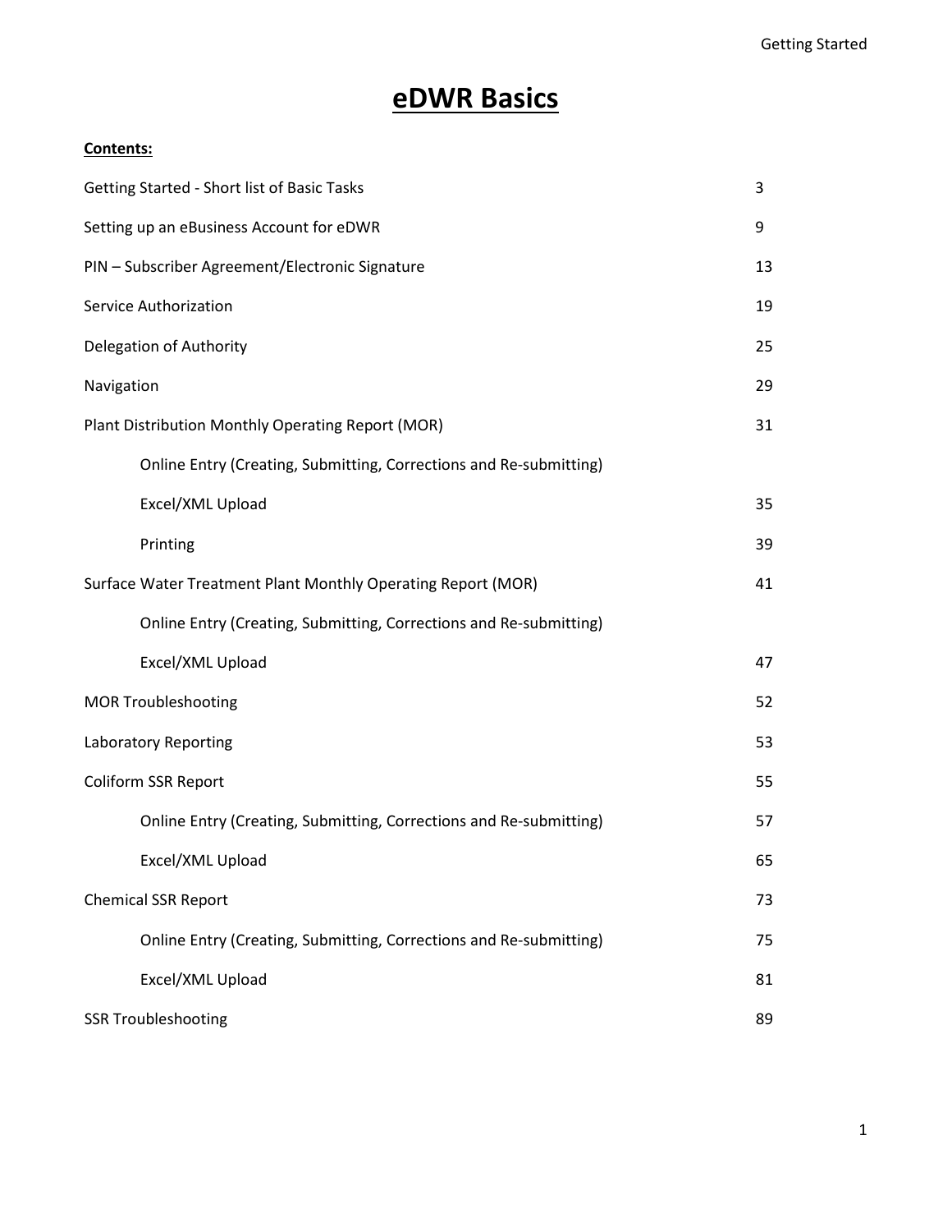# eDWR Basics

**Contents:**

| | |
|---|---|
| Getting Started - Short list of Basic Tasks | 3 |
| Setting up an eBusiness Account for eDWR | 9 |
| PIN – Subscriber Agreement/Electronic Signature | 13 |
| Service Authorization | 19 |
| Delegation of Authority | 25 |
| Navigation | 29 |
| Plant Distribution Monthly Operating Report (MOR) | 31 |
| &nbsp;&nbsp;&nbsp;&nbsp;Online Entry (Creating, Submitting, Corrections and Re-submitting) | |
| &nbsp;&nbsp;&nbsp;&nbsp;Excel/XML Upload | 35 |
| &nbsp;&nbsp;&nbsp;&nbsp;Printing | 39 |
| Surface Water Treatment Plant Monthly Operating Report (MOR) | 41 |
| &nbsp;&nbsp;&nbsp;&nbsp;Online Entry (Creating, Submitting, Corrections and Re-submitting) | |
| &nbsp;&nbsp;&nbsp;&nbsp;Excel/XML Upload | 47 |
| MOR Troubleshooting | 52 |
| Laboratory Reporting | 53 |
| Coliform SSR Report | 55 |
| &nbsp;&nbsp;&nbsp;&nbsp;Online Entry (Creating, Submitting, Corrections and Re-submitting) | 57 |
| &nbsp;&nbsp;&nbsp;&nbsp;Excel/XML Upload | 65 |
| Chemical SSR Report | 73 |
| &nbsp;&nbsp;&nbsp;&nbsp;Online Entry (Creating, Submitting, Corrections and Re-submitting) | 75 |
| &nbsp;&nbsp;&nbsp;&nbsp;Excel/XML Upload | 81 |
| SSR Troubleshooting | 89 |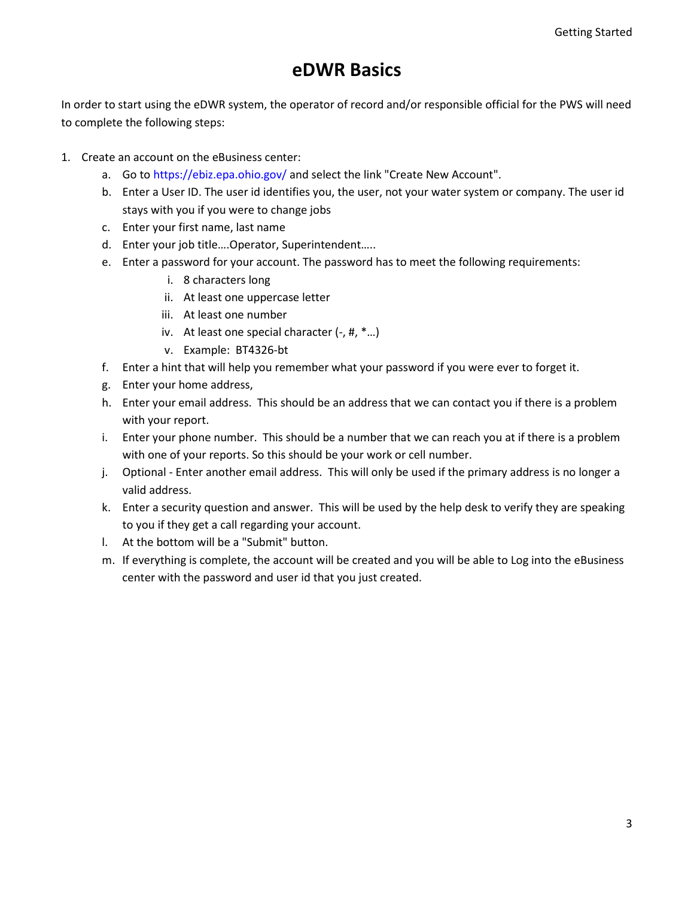# eDWR Basics

In order to start using the eDWR system, the operator of record and/or responsible official for the PWS will need to complete the following steps:

1. Create an account on the eBusiness center:
    a. Go to https://ebiz.epa.ohio.gov/ and select the link "Create New Account".
    b. Enter a User ID. The user id identifies you, the user, not your water system or company. The user id stays with you if you were to change jobs
    c. Enter your first name, last name
    d. Enter your job title….Operator, Superintendent…..
    e. Enter a password for your account. The password has to meet the following requirements:
        i. 8 characters long
        ii. At least one uppercase letter
        iii. At least one number
        iv. At least one special character (-, #, *…)
        v. Example: BT4326-bt
    f. Enter a hint that will help you remember what your password if you were ever to forget it.
    g. Enter your home address,
    h. Enter your email address. This should be an address that we can contact you if there is a problem with your report.
    i. Enter your phone number. This should be a number that we can reach you at if there is a problem with one of your reports. So this should be your work or cell number.
    j. Optional - Enter another email address. This will only be used if the primary address is no longer a valid address.
    k. Enter a security question and answer. This will be used by the help desk to verify they are speaking to you if they get a call regarding your account.
    l. At the bottom will be a "Submit" button.
    m. If everything is complete, the account will be created and you will be able to Log into the eBusiness center with the password and user id that you just created.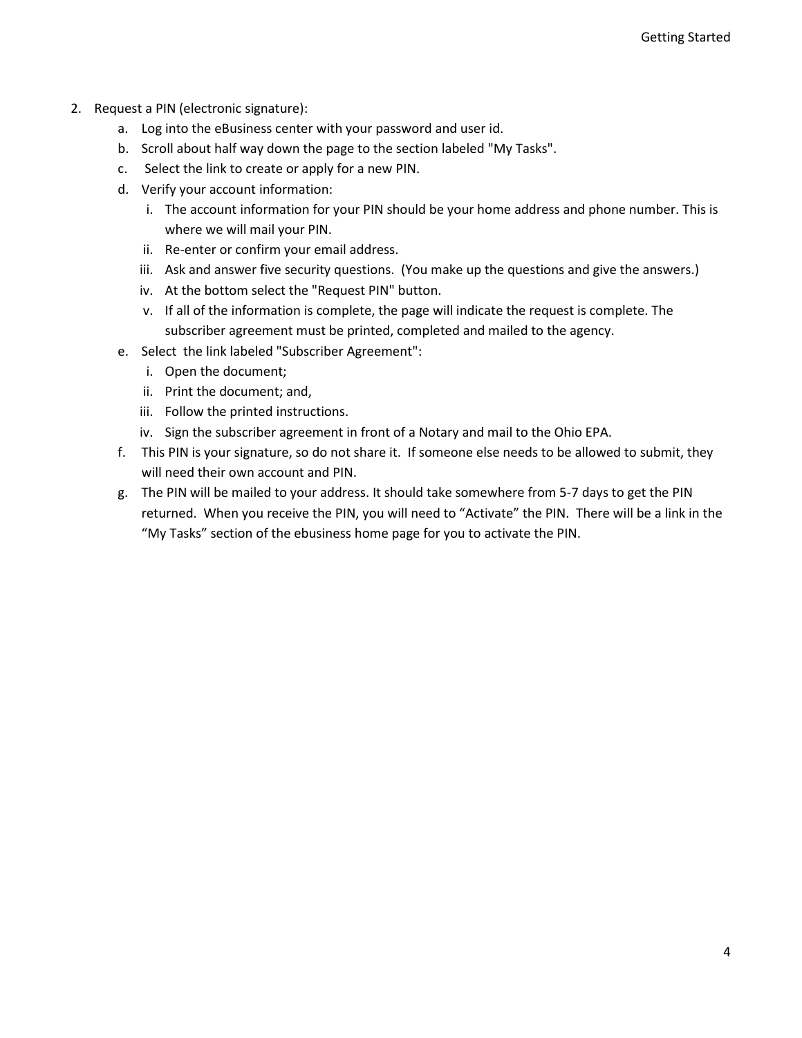2. Request a PIN (electronic signature):
    a. Log into the eBusiness center with your password and user id.
    b. Scroll about half way down the page to the section labeled "My Tasks".
    c. Select the link to create or apply for a new PIN.
    d. Verify your account information:
        i. The account information for your PIN should be your home address and phone number. This is where we will mail your PIN.
        ii. Re-enter or confirm your email address.
        iii. Ask and answer five security questions. (You make up the questions and give the answers.)
        iv. At the bottom select the "Request PIN" button.
        v. If all of the information is complete, the page will indicate the request is complete. The subscriber agreement must be printed, completed and mailed to the agency.
    e. Select the link labeled "Subscriber Agreement":
        i. Open the document;
        ii. Print the document; and,
        iii. Follow the printed instructions.
        iv. Sign the subscriber agreement in front of a Notary and mail to the Ohio EPA.
    f. This PIN is your signature, so do not share it. If someone else needs to be allowed to submit, they will need their own account and PIN.
    g. The PIN will be mailed to your address. It should take somewhere from 5-7 days to get the PIN returned. When you receive the PIN, you will need to “Activate” the PIN. There will be a link in the “My Tasks” section of the ebusiness home page for you to activate the PIN.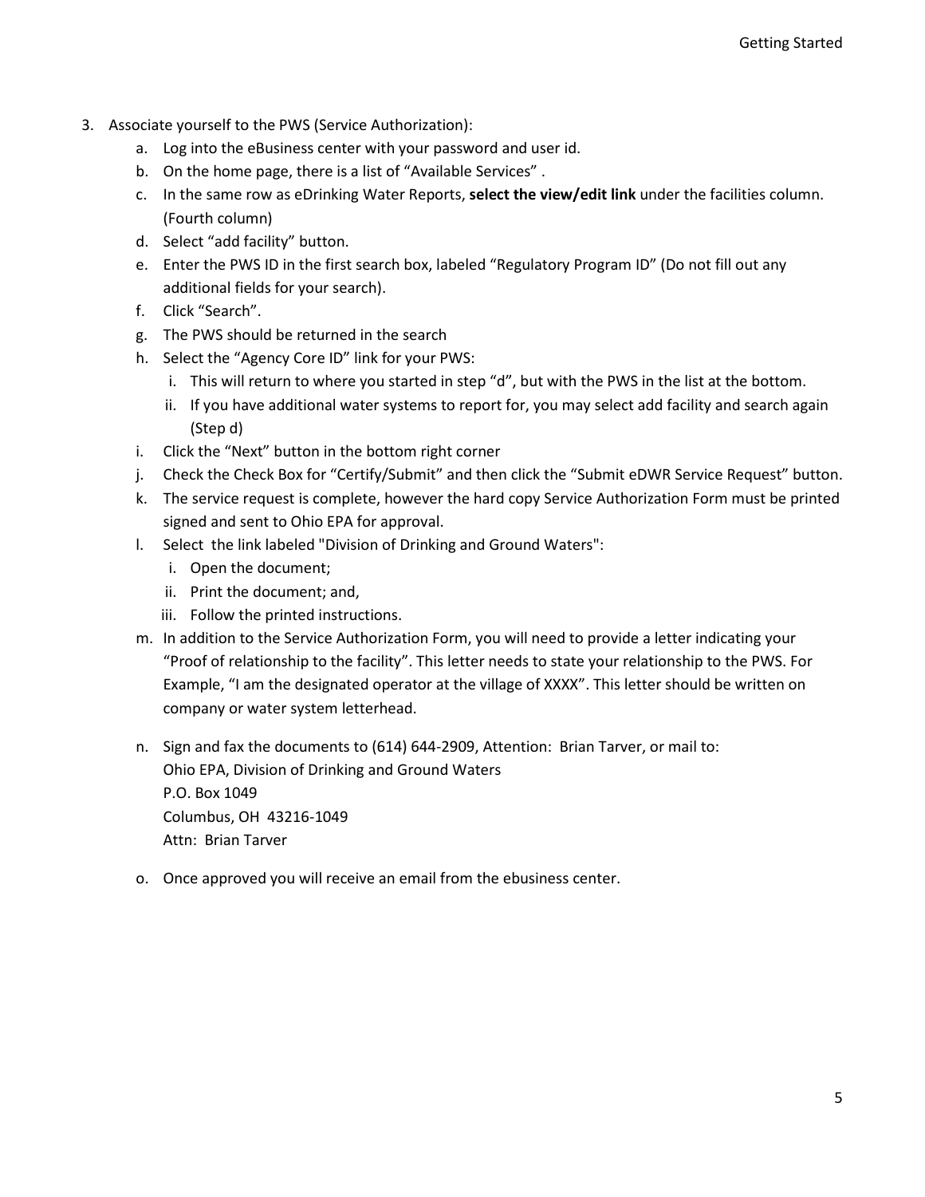3. Associate yourself to the PWS (Service Authorization):
   a. Log into the eBusiness center with your password and user id.
   b. On the home page, there is a list of "Available Services" .
   c. In the same row as eDrinking Water Reports, **select the view/edit link** under the facilities column. (Fourth column)
   d. Select "add facility" button.
   e. Enter the PWS ID in the first search box, labeled "Regulatory Program ID" (Do not fill out any additional fields for your search).
   f. Click "Search".
   g. The PWS should be returned in the search
   h. Select the "Agency Core ID" link for your PWS:
      i. This will return to where you started in step "d", but with the PWS in the list at the bottom.
      ii. If you have additional water systems to report for, you may select add facility and search again (Step d)
   i. Click the "Next" button in the bottom right corner
   j. Check the Check Box for "Certify/Submit" and then click the "Submit eDWR Service Request" button.
   k. The service request is complete, however the hard copy Service Authorization Form must be printed signed and sent to Ohio EPA for approval.
   l. Select the link labeled "Division of Drinking and Ground Waters":
      i. Open the document;
      ii. Print the document; and,
      iii. Follow the printed instructions.
   m. In addition to the Service Authorization Form, you will need to provide a letter indicating your "Proof of relationship to the facility". This letter needs to state your relationship to the PWS. For Example, "I am the designated operator at the village of XXXX". This letter should be written on company or water system letterhead.
   n. Sign and fax the documents to (614) 644-2909, Attention: Brian Tarver, or mail to:
      Ohio EPA, Division of Drinking and Ground Waters
      P.O. Box 1049
      Columbus, OH 43216-1049
      Attn: Brian Tarver
   o. Once approved you will receive an email from the ebusiness center.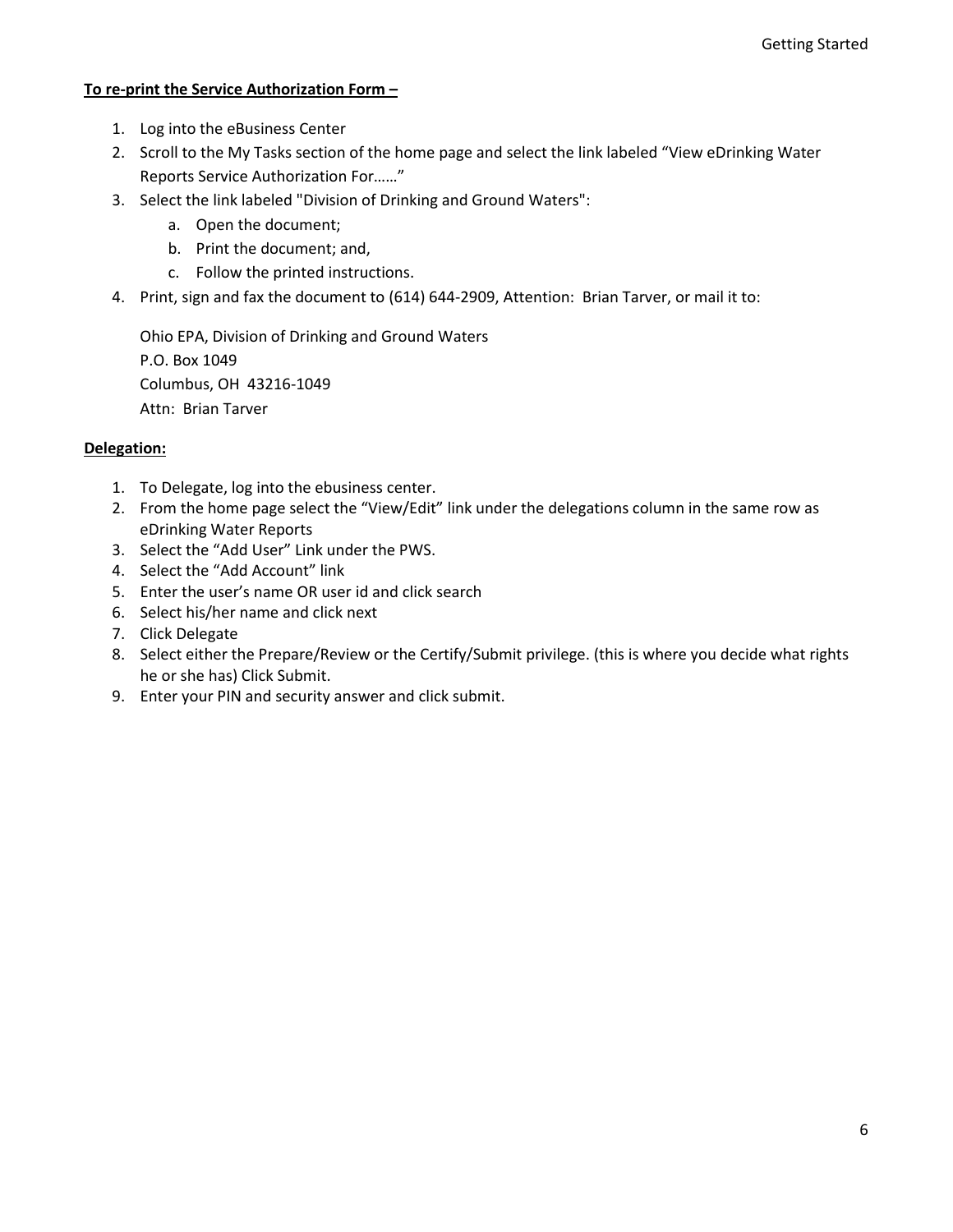**To re-print the Service Authorization Form –**

1. Log into the eBusiness Center
2. Scroll to the My Tasks section of the home page and select the link labeled "View eDrinking Water Reports Service Authorization For……"
3. Select the link labeled "Division of Drinking and Ground Waters":
   a. Open the document;
   b. Print the document; and,
   c. Follow the printed instructions.
4. Print, sign and fax the document to (614) 644-2909, Attention: Brian Tarver, or mail it to:

   Ohio EPA, Division of Drinking and Ground Waters
   P.O. Box 1049
   Columbus, OH 43216-1049
   Attn: Brian Tarver

**Delegation:**

1. To Delegate, log into the ebusiness center.
2. From the home page select the "View/Edit" link under the delegations column in the same row as eDrinking Water Reports
3. Select the "Add User" Link under the PWS.
4. Select the "Add Account" link
5. Enter the user's name OR user id and click search
6. Select his/her name and click next
7. Click Delegate
8. Select either the Prepare/Review or the Certify/Submit privilege. (this is where you decide what rights he or she has) Click Submit.
9. Enter your PIN and security answer and click submit.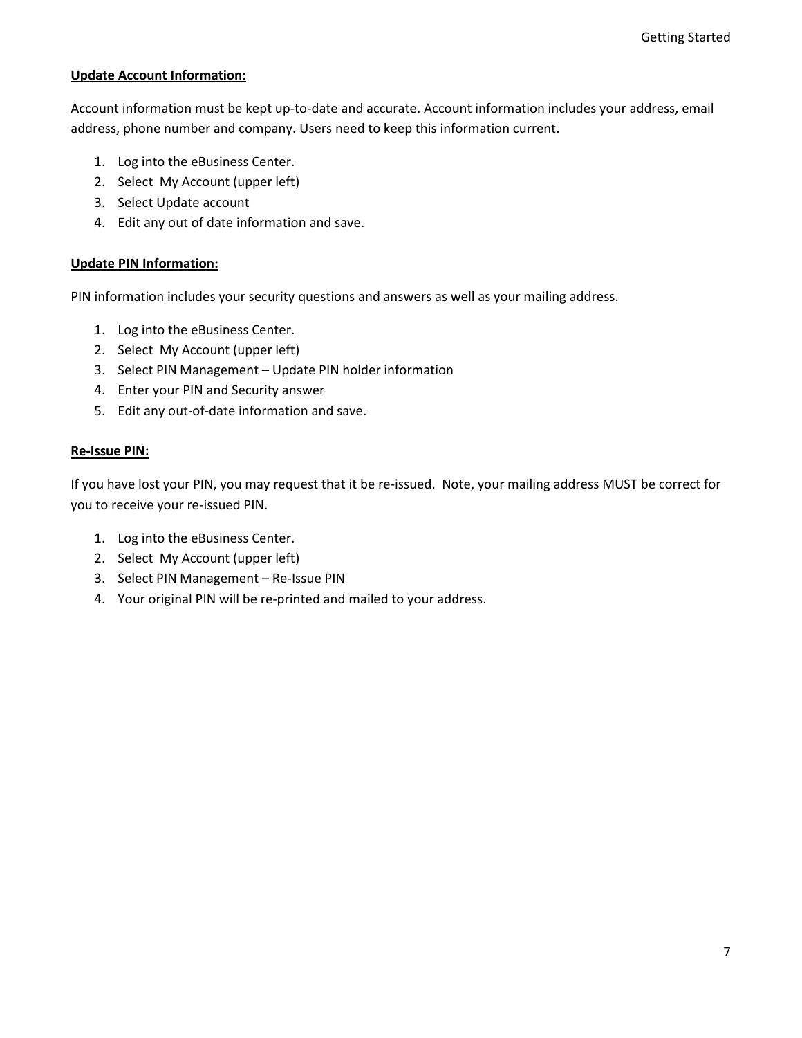**Update Account Information:**

Account information must be kept up-to-date and accurate. Account information includes your address, email address, phone number and company. Users need to keep this information current.

1. Log into the eBusiness Center.
2. Select My Account (upper left)
3. Select Update account
4. Edit any out of date information and save.

**Update PIN Information:**

PIN information includes your security questions and answers as well as your mailing address.

1. Log into the eBusiness Center.
2. Select My Account (upper left)
3. Select PIN Management – Update PIN holder information
4. Enter your PIN and Security answer
5. Edit any out-of-date information and save.

**Re-Issue PIN:**

If you have lost your PIN, you may request that it be re-issued. Note, your mailing address MUST be correct for you to receive your re-issued PIN.

1. Log into the eBusiness Center.
2. Select My Account (upper left)
3. Select PIN Management – Re-Issue PIN
4. Your original PIN will be re-printed and mailed to your address.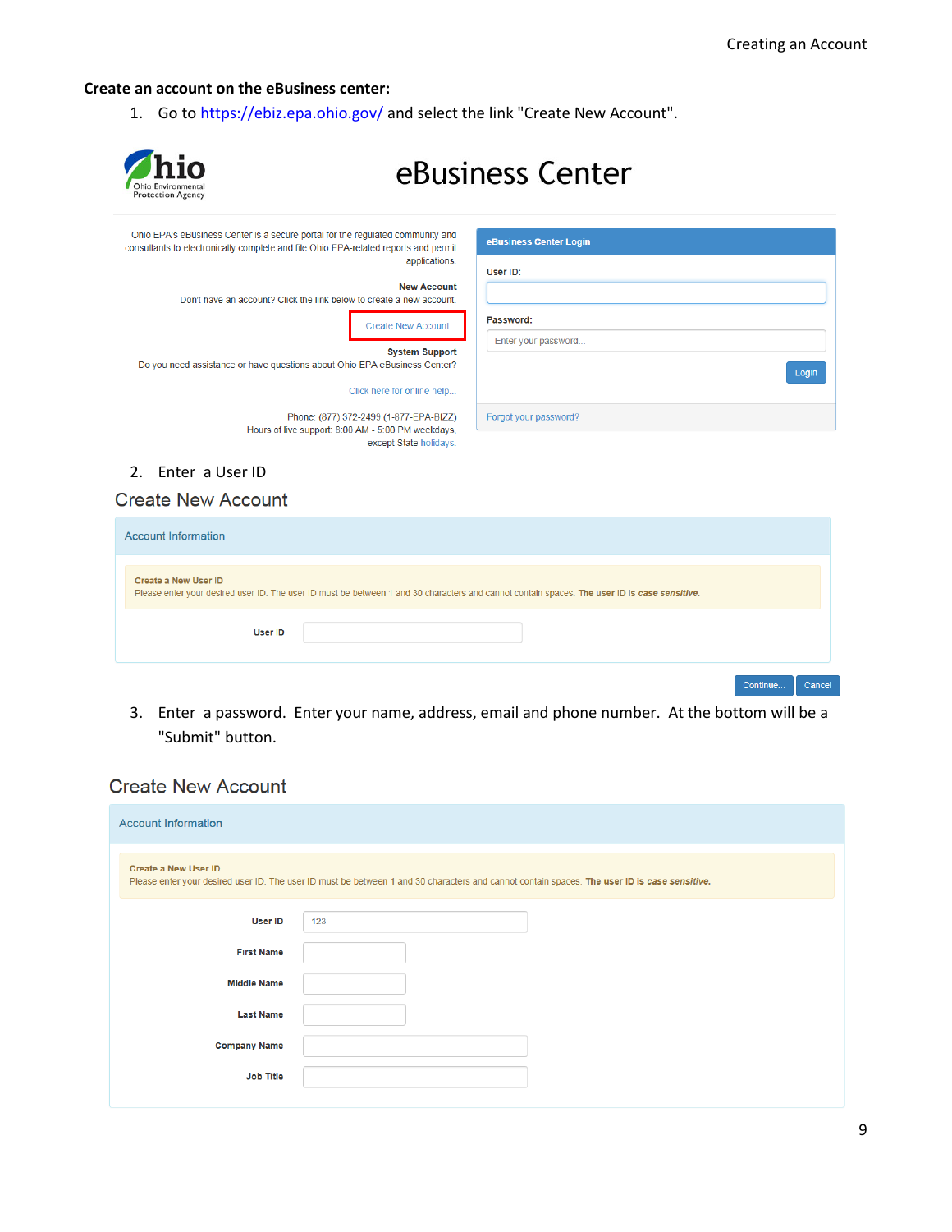**Create an account on the eBusiness center:**

1. Go to https://ebiz.epa.ohio.gov/ and select the link "Create New Account".

Ohio Environmental Protection Agency

# eBusiness Center

Ohio EPA's eBusiness Center is a secure portal for the regulated community and consultants to electronically complete and file Ohio EPA-related reports and permit applications.

**New Account**

Don't have an account? Click the link below to create a new account.

Create New Account...

**System Support**

Do you need assistance or have questions about Ohio EPA eBusiness Center?

Click here for online help...

Phone: (877) 372-2499 (1-877-EPA-BIZZ)
Hours of live support: 8:00 AM - 5:00 PM weekdays, except State holidays.

**eBusiness Center Login**

User ID:

Password:

Enter your password...

Login

Forgot your password?

2. Enter a User ID

## Create New Account

Account Information

**Create a New User ID**
Please enter your desired user ID. The user ID must be between 1 and 30 characters and cannot contain spaces. **The user ID is *case sensitive*.**

User ID

Continue... Cancel

3. Enter a password. Enter your name, address, email and phone number. At the bottom will be a "Submit" button.

## Create New Account

Account Information

**Create a New User ID**
Please enter your desired user ID. The user ID must be between 1 and 30 characters and cannot contain spaces. **The user ID is *case sensitive*.**

User ID: 123

First Name

Middle Name

Last Name

Company Name

Job Title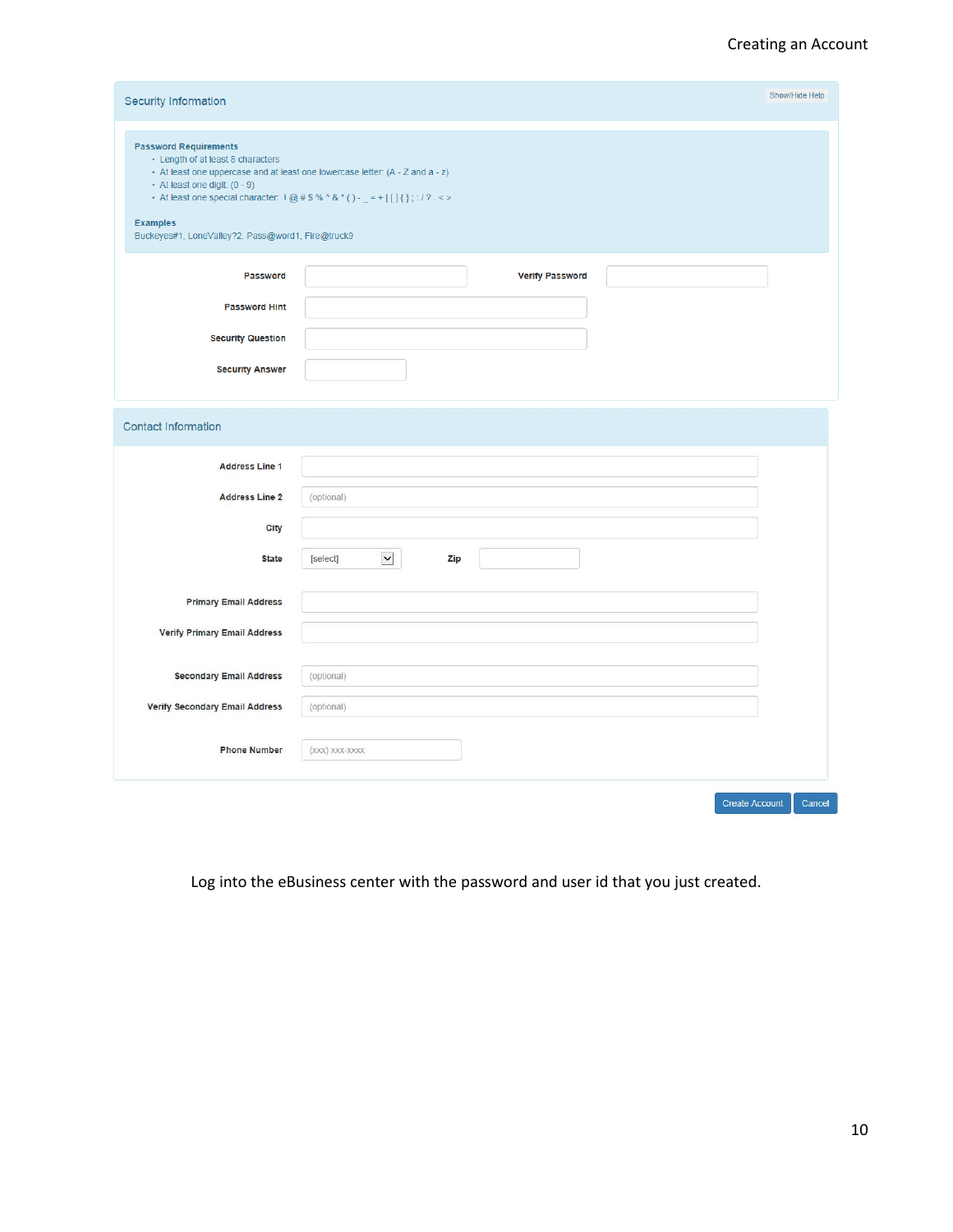## Security Information

Show/Hide Help

**Password Requirements**

- Length of at least 8 characters
- At least one uppercase and at least one lowercase letter (A - Z and a - z)
- At least one digit (0 - 9)
- At least one special character: ! @ # $ % ^ & * ( ) - _ = + | [ ] { } ; : / ? . < >

**Examples**

Buckeyes#1, LoneValley?2, Pass@word1, Fire@truck9

Password | Verify Password

Password Hint

Security Question

Security Answer

## Contact Information

Address Line 1

Address Line 2 (optional)

City

State [select] | Zip

Primary Email Address

Verify Primary Email Address

Secondary Email Address (optional)

Verify Secondary Email Address (optional)

Phone Number (xxx) xxx-xxxx

Create Account | Cancel

Log into the eBusiness center with the password and user id that you just created.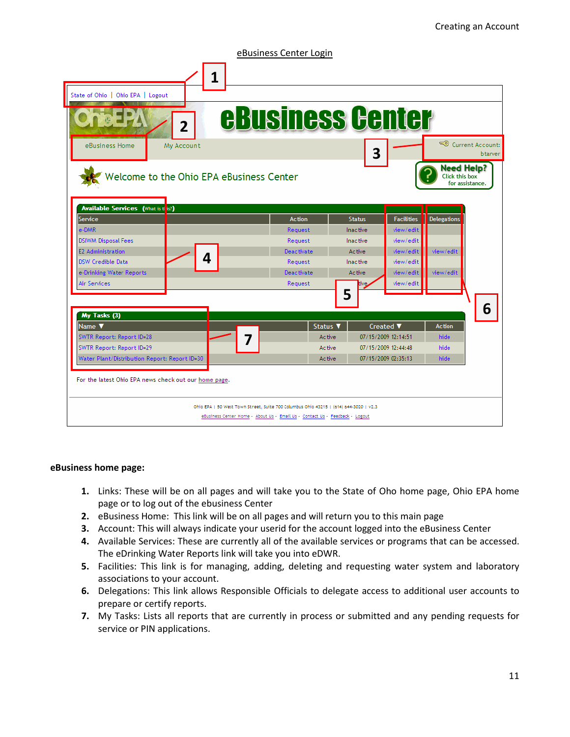eBusiness Center Login

State of Ohio | Ohio EPA | Logout

eBusiness Center

eBusiness Home    My Account

Current Account: btarver

Need Help? Click this box for assistance.

Welcome to the Ohio EPA eBusiness Center

**Available Services** (What is this?)

| Service | Action | Status | Facilities | Delegations |
|---|---|---|---|---|
| e-DMR | Request | Inactive | view/edit | |
| DSIWM Disposal Fees | Request | Inactive | view/edit | |
| E2 Administration | Deactivate | Active | view/edit | view/edit |
| DSW Credible Data | Request | Inactive | view/edit | |
| e-Drinking Water Reports | Deactivate | Active | view/edit | view/edit |
| Air Services | Request | tive | view/edit | |

**My Tasks (3)**

| Name | Status | Created | Action |
|---|---|---|---|
| SWTR Report: Report ID=28 | Active | 07/15/2009 12:14:51 | hide |
| SWTR Report: Report ID=29 | Active | 07/15/2009 12:44:48 | hide |
| Water Plant/Distribution Report: Report ID=30 | Active | 07/15/2009 02:35:13 | hide |

For the latest Ohio EPA news check out our home page.

Ohio EPA | 50 West Town Street, Suite 700 Columbus Ohio 43215 | (614) 644-3020 | v2.3

eBusiness Center Home · About Us · Email Us · Contact Us · Feedback · Logout

**eBusiness home page:**

1. Links: These will be on all pages and will take you to the State of Oho home page, Ohio EPA home page or to log out of the ebusiness Center
2. eBusiness Home: This link will be on all pages and will return you to this main page
3. Account: This will always indicate your userid for the account logged into the eBusiness Center
4. Available Services: These are currently all of the available services or programs that can be accessed. The eDrinking Water Reports link will take you into eDWR.
5. Facilities: This link is for managing, adding, deleting and requesting water system and laboratory associations to your account.
6. Delegations: This link allows Responsible Officials to delegate access to additional user accounts to prepare or certify reports.
7. My Tasks: Lists all reports that are currently in process or submitted and any pending requests for service or PIN applications.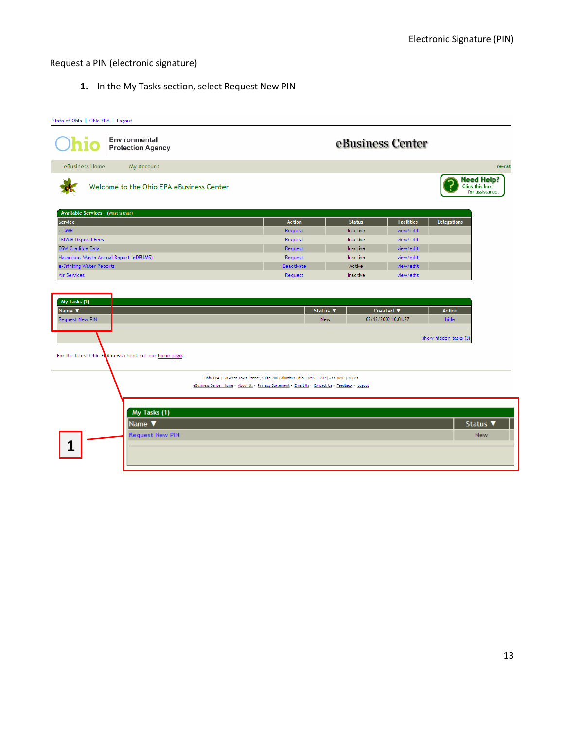Request a PIN (electronic signature)

1. In the My Tasks section, select Request New PIN

State of Ohio | Ohio EPA | Logout

Ohio Environmental Protection Agency — eBusiness Center

eBusiness Home    My Account    revrat

Welcome to the Ohio EPA eBusiness Center

Need Help? Click this box for assistance.

Available Services (What is this?)

| Service | Action | Status | Facilities | Delegations |
|---|---|---|---|---|
| e-DMR | Request | Inactive | view/edit | |
| DSIWM Disposal Fees | Request | Inactive | view/edit | |
| DSW Credible Data | Request | Inactive | view/edit | |
| Hazardous Waste Annual Report (eDRUMS) | Request | Inactive | view/edit | |
| e-Drinking Water Reports | Deactivate | Active | view/edit | |
| Air Services | Request | Inactive | view/edit | |

My Tasks (1)

| Name | Status | Created | Action |
|---|---|---|---|
| Request New PIN | New | 02/12/2009 10:01:27 | Hide |

show hidden tasks (3)

For the latest Ohio EPA news check out our home page.

Ohio EPA | 50 West Town Street, Suite 700 Columbus Ohio 43215 | (614) 644-3020 | v3.24

eBusiness Center Home · About Us · Privacy Statement · Email Us · Contact Us · Feedback · Logout

1

My Tasks (1)

| Name | Status |
|---|---|
| Request New PIN | New |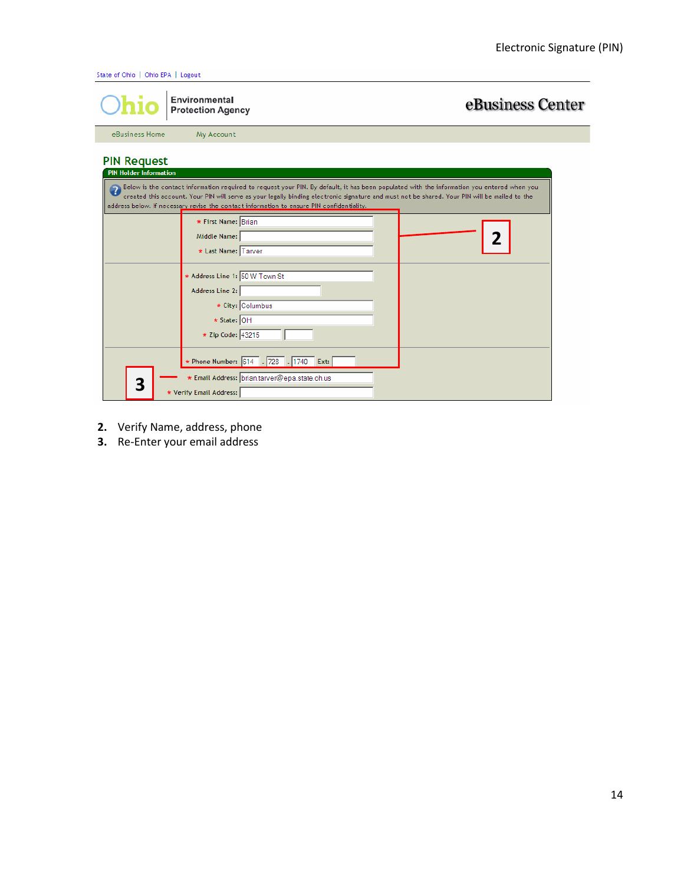State of Ohio | Ohio EPA | Logout

Ohio Environmental Protection Agency — eBusiness Center

eBusiness Home    My Account

## PIN Request

**PIN Holder Information**

Below is the contact information required to request your PIN. By default, it has been populated with the information you entered when you created this account. Your PIN will serve as your legally binding electronic signature and must not be shared. Your PIN will be mailed to the address below. If necessary revise the contact information to ensure PIN confidentiality.

* First Name: Brian
Middle Name:
* Last Name: Tarver

* Address Line 1: 50 W Town St
Address Line 2:
* City: Columbus
* State: OH
* Zip Code: 43215

* Phone Number: 614 - 728 - 1740 Ext:
* Email Address: brian.tarver@epa.state.oh.us
* Verify Email Address:

2. Verify Name, address, phone
3. Re-Enter your email address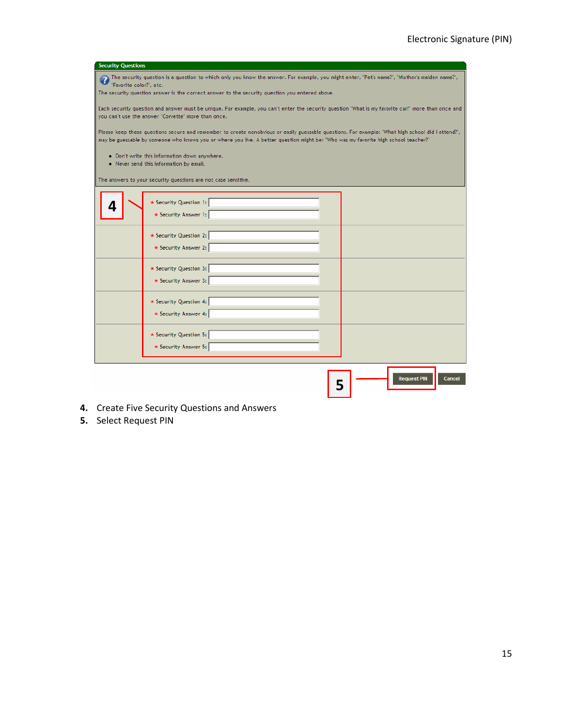**Security Questions**

The security question is a question to which only you know the answer. For example, you might enter, "Pet's name?", "Mother's maiden name?", "Favorite color?", etc.
The security question answer is the correct answer to the security question you entered above.

Each security question and answer must be unique. For example, you can't enter the security question "What is my favorite car?" more than once and you can't use the answer "Corvette" more than once.

Please keep these questions secure and remember to create nonobvious or easily guessable questions. For example: "What high school did I attend?", may be guessable by someone who knows you or where you live. A better question might be: "Who was my favorite high school teacher?"

- Don't write this information down anywhere.
- Never send this information by email.

The answers to your security questions are not case sensitive.

4

\* Security Question 1:
\* Security Answer 1:

\* Security Question 2:
\* Security Answer 2:

\* Security Question 3:
\* Security Answer 3:

\* Security Question 4:
\* Security Answer 4:

\* Security Question 5:
\* Security Answer 5:

5 Request PIN | Cancel

4. Create Five Security Questions and Answers
5. Select Request PIN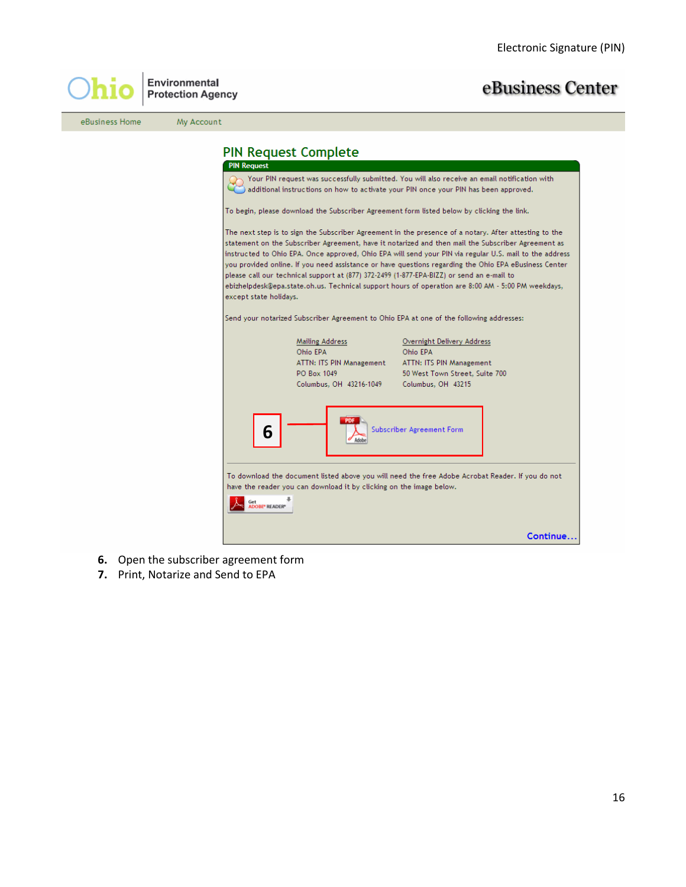Ohio Environmental Protection Agency — eBusiness Center

eBusiness Home | My Account

## PIN Request Complete

**PIN Request**

Your PIN request was successfully submitted. You will also receive an email notification with additional instructions on how to activate your PIN once your PIN has been approved.

To begin, please download the Subscriber Agreement form listed below by clicking the link.

The next step is to sign the Subscriber Agreement in the presence of a notary. After attesting to the statement on the Subscriber Agreement, have it notarized and then mail the Subscriber Agreement as instructed to Ohio EPA. Once approved, Ohio EPA will send your PIN via regular U.S. mail to the address you provided online. If you need assistance or have questions regarding the Ohio EPA eBusiness Center please call our technical support at (877) 372-2499 (1-877-EPA-BIZZ) or send an e-mail to ebizhelpdesk@epa.state.oh.us. Technical support hours of operation are 8:00 AM - 5:00 PM weekdays, except state holidays.

Send your notarized Subscriber Agreement to Ohio EPA at one of the following addresses:

| Mailing Address | Overnight Delivery Address |
|---|---|
| Ohio EPA | Ohio EPA |
| ATTN: ITS PIN Management | ATTN: ITS PIN Management |
| PO Box 1049 | 50 West Town Street, Suite 700 |
| Columbus, OH 43216-1049 | Columbus, OH 43215 |

**6** — Subscriber Agreement Form

To download the document listed above you will need the free Adobe Acrobat Reader. If you do not have the reader you can download it by clicking on the image below.

Get ADOBE® READER®

Continue...

6. Open the subscriber agreement form
7. Print, Notarize and Send to EPA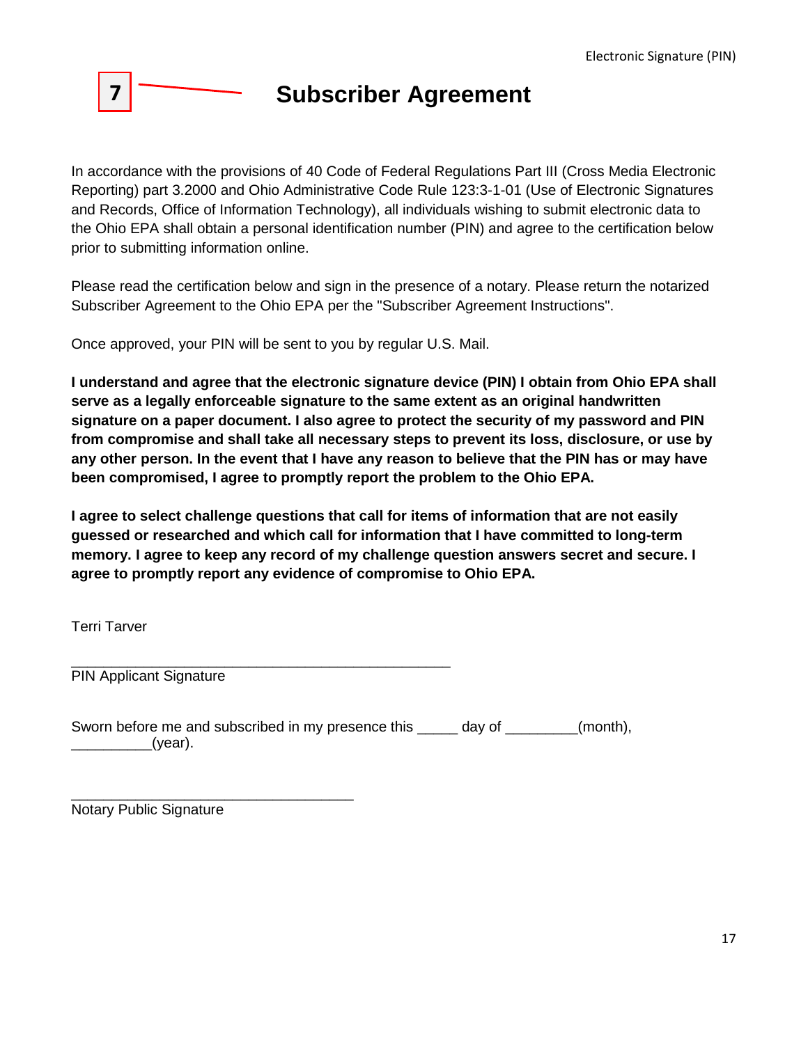7

# Subscriber Agreement

In accordance with the provisions of 40 Code of Federal Regulations Part III (Cross Media Electronic Reporting) part 3.2000 and Ohio Administrative Code Rule 123:3-1-01 (Use of Electronic Signatures and Records, Office of Information Technology), all individuals wishing to submit electronic data to the Ohio EPA shall obtain a personal identification number (PIN) and agree to the certification below prior to submitting information online.

Please read the certification below and sign in the presence of a notary. Please return the notarized Subscriber Agreement to the Ohio EPA per the "Subscriber Agreement Instructions".

Once approved, your PIN will be sent to you by regular U.S. Mail.

**I understand and agree that the electronic signature device (PIN) I obtain from Ohio EPA shall serve as a legally enforceable signature to the same extent as an original handwritten signature on a paper document. I also agree to protect the security of my password and PIN from compromise and shall take all necessary steps to prevent its loss, disclosure, or use by any other person. In the event that I have any reason to believe that the PIN has or may have been compromised, I agree to promptly report the problem to the Ohio EPA.**

**I agree to select challenge questions that call for items of information that are not easily guessed or researched and which call for information that I have committed to long-term memory. I agree to keep any record of my challenge question answers secret and secure. I agree to promptly report any evidence of compromise to Ohio EPA.**

Terri Tarver

_______________________________________________
PIN Applicant Signature

Sworn before me and subscribed in my presence this _____ day of _________(month), __________(year).

___________________________________
Notary Public Signature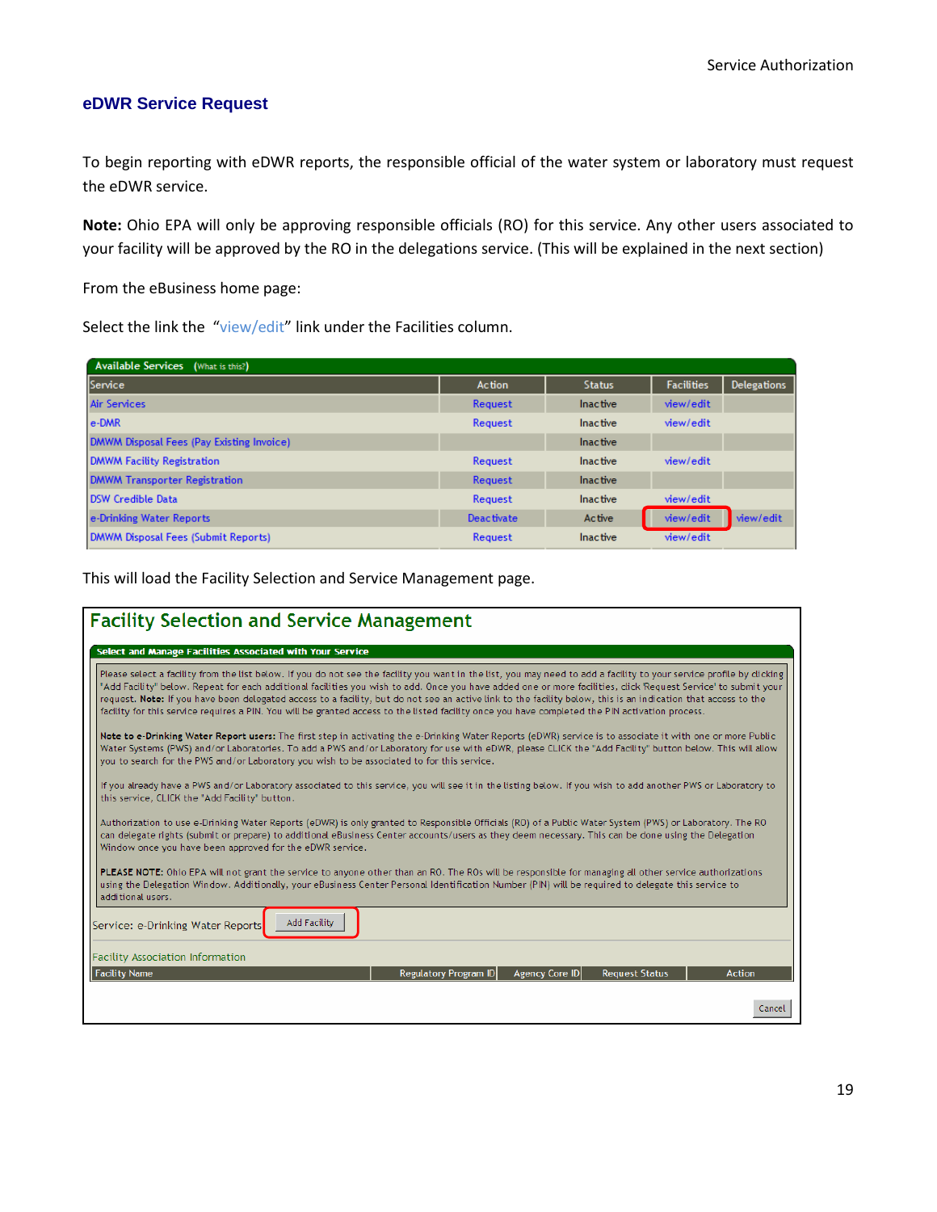## eDWR Service Request

To begin reporting with eDWR reports, the responsible official of the water system or laboratory must request the eDWR service.

**Note:** Ohio EPA will only be approving responsible officials (RO) for this service. Any other users associated to your facility will be approved by the RO in the delegations service. (This will be explained in the next section)

From the eBusiness home page:

Select the link the "view/edit" link under the Facilities column.

**Available Services** (What is this?)

| Service | Action | Status | Facilities | Delegations |
|---|---|---|---|---|
| Air Services | Request | Inactive | view/edit | |
| e-DMR | Request | Inactive | view/edit | |
| DMWM Disposal Fees (Pay Existing Invoice) | | Inactive | | |
| DMWM Facility Registration | Request | Inactive | view/edit | |
| DMWM Transporter Registration | Request | Inactive | | |
| DSW Credible Data | Request | Inactive | view/edit | |
| e-Drinking Water Reports | Deactivate | Active | view/edit | view/edit |
| DMWM Disposal Fees (Submit Reports) | Request | Inactive | view/edit | |

This will load the Facility Selection and Service Management page.

### Facility Selection and Service Management

**Select and Manage Facilities Associated with Your Service**

Please select a facility from the list below. If you do not see the facility you want in the list, you may need to add a facility to your service profile by clicking "Add Facility" below. Repeat for each additional facilities you wish to add. Once you have added one or more facilities, click 'Request Service' to submit your request. **Note:** If you have been delegated access to a facility, but do not see an active link to the facility below, this is an indication that access to the facility for this service requires a PIN. You will be granted access to the listed facility once you have completed the PIN activation process.

**Note to e-Drinking Water Report users:** The first step in activating the e-Drinking Water Reports (eDWR) service is to associate it with one or more Public Water Systems (PWS) and/or Laboratories. To add a PWS and/or Laboratory for use with eDWR, please CLICK the "Add Facility" button below. This will allow you to search for the PWS and/or Laboratory you wish to be associated to for this service.

If you already have a PWS and/or Laboratory associated to this service, you will see it in the listing below. If you wish to add another PWS or Laboratory to this service, CLICK the "Add Facility" button.

Authorization to use e-Drinking Water Reports (eDWR) is only granted to Responsible Officials (RO) of a Public Water System (PWS) or Laboratory. The RO can delegate rights (submit or prepare) to additional eBusiness Center accounts/users as they deem necessary. This can be done using the Delegation Window once you have been approved for the eDWR service.

**PLEASE NOTE:** Ohio EPA will not grant the service to anyone other than an RO. The ROs will be responsible for managing all other service authorizations using the Delegation Window. Additionally, your eBusiness Center Personal Identification Number (PIN) will be required to delegate this service to additional users.

Service: e-Drinking Water Reports [Add Facility]

Facility Association Information

| Facility Name | Regulatory Program ID | Agency Core ID | Request Status | Action |
|---|---|---|---|---|

[Cancel]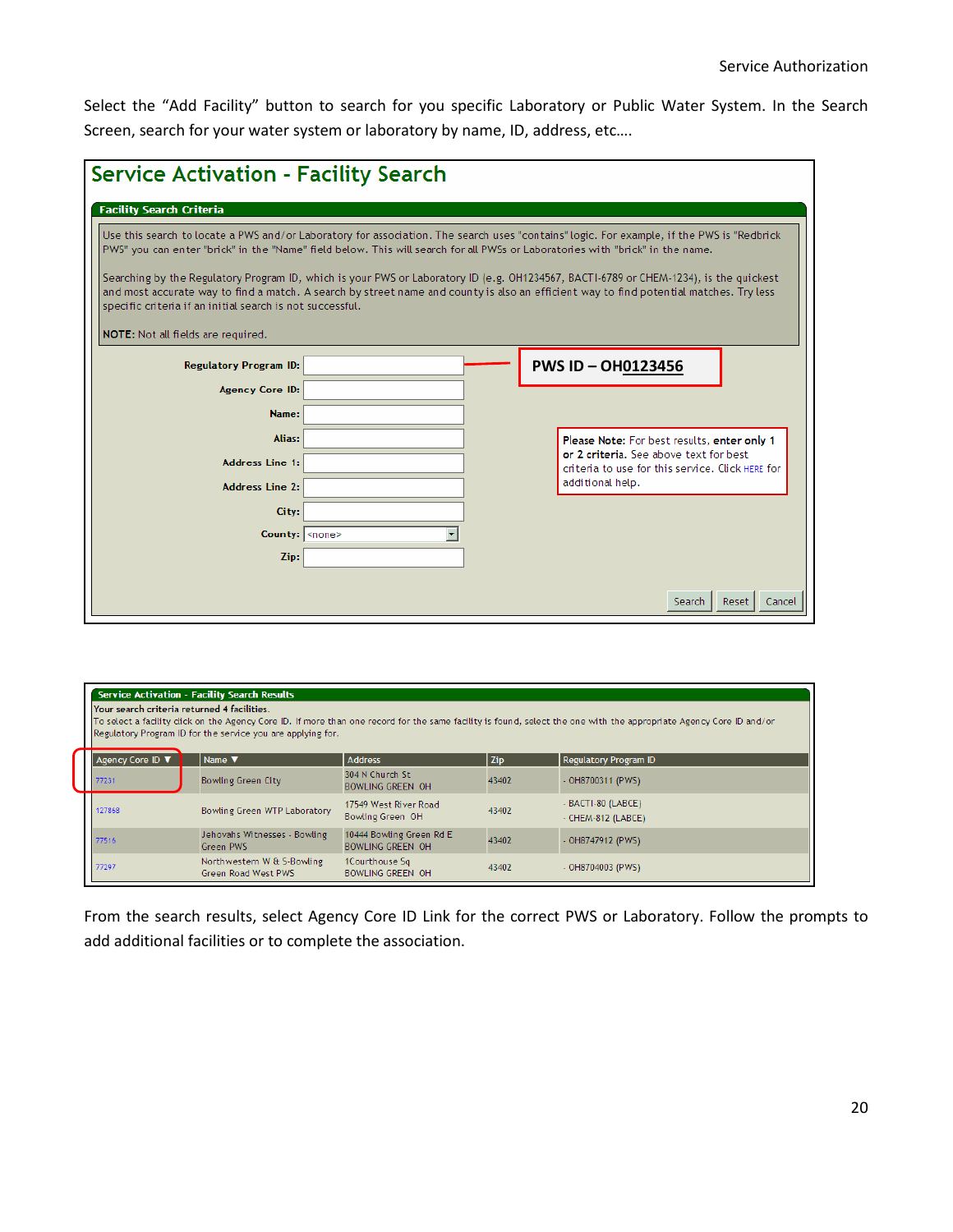Select the "Add Facility" button to search for you specific Laboratory or Public Water System. In the Search Screen, search for your water system or laboratory by name, ID, address, etc.…

## Service Activation - Facility Search

**Facility Search Criteria**

Use this search to locate a PWS and/or Laboratory for association. The search uses "contains" logic. For example, if the PWS is "Redbrick PWS" you can enter "brick" in the "Name" field below. This will search for all PWSs or Laboratories with "brick" in the name.

Searching by the Regulatory Program ID, which is your PWS or Laboratory ID (e.g. OH1234567, BACTI-6789 or CHEM-1234), is the quickest and most accurate way to find a match. A search by street name and county is also an efficient way to find potential matches. Try less specific criteria if an initial search is not successful.

**NOTE:** Not all fields are required.

- **Regulatory Program ID:**
- **Agency Core ID:**
- **Name:**
- **Alias:**
- **Address Line 1:**
- **Address Line 2:**
- **City:**
- **County:** <none>
- **Zip:**

**PWS ID – OH0123456**

**Please Note:** For best results, **enter only 1 or 2 criteria.** See above text for best criteria to use for this service. Click HERE for additional help.

Search | Reset | Cancel

**Service Activation - Facility Search Results**

Your search criteria returned 4 facilities.
To select a facility click on the Agency Core ID. If more than one record for the same facility is found, select the one with the appropriate Agency Core ID and/or Regulatory Program ID for the service you are applying for.

| Agency Core ID ▼ | Name ▼ | Address | Zip | Regulatory Program ID |
|---|---|---|---|---|
| 77231 | Bowling Green City | 304 N Church St BOWLING GREEN OH | 43402 | - OH8700311 (PWS) |
| 127868 | Bowling Green WTP Laboratory | 17549 West River Road Bowling Green OH | 43402 | - BACTI-80 (LABCE) - CHEM-812 (LABCE) |
| 77516 | Jehovahs Witnesses - Bowling Green PWS | 10444 Bowling Green Rd E BOWLING GREEN OH | 43402 | - OH8747912 (PWS) |
| 77297 | Northwestern W & S-Bowling Green Road West PWS | 1Courthouse Sq BOWLING GREEN OH | 43402 | - OH8704003 (PWS) |

From the search results, select Agency Core ID Link for the correct PWS or Laboratory. Follow the prompts to add additional facilities or to complete the association.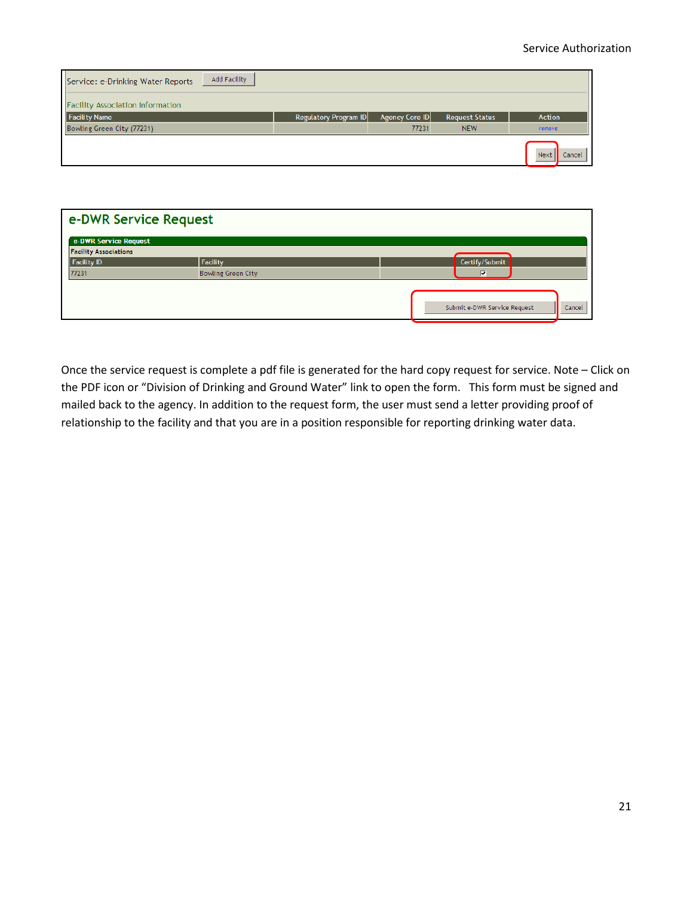Service: e-Drinking Water Reports [Add Facility]

Facility Association Information

| Facility Name | Regulatory Program ID | Agency Core ID | Request Status | Action |
| --- | --- | --- | --- | --- |
| Bowling Green City (77231) | | 77231 | NEW | remove |

[Next] [Cancel]

## e-DWR Service Request

**e-DWR Service Request**

**Facility Associations**

| Facility ID | Facility | Certify/Submit |
| --- | --- | --- |
| 77231 | Bowling Green City | ☑ |

[Submit e-DWR Service Request] [Cancel]

Once the service request is complete a pdf file is generated for the hard copy request for service. Note – Click on the PDF icon or "Division of Drinking and Ground Water" link to open the form. This form must be signed and mailed back to the agency. In addition to the request form, the user must send a letter providing proof of relationship to the facility and that you are in a position responsible for reporting drinking water data.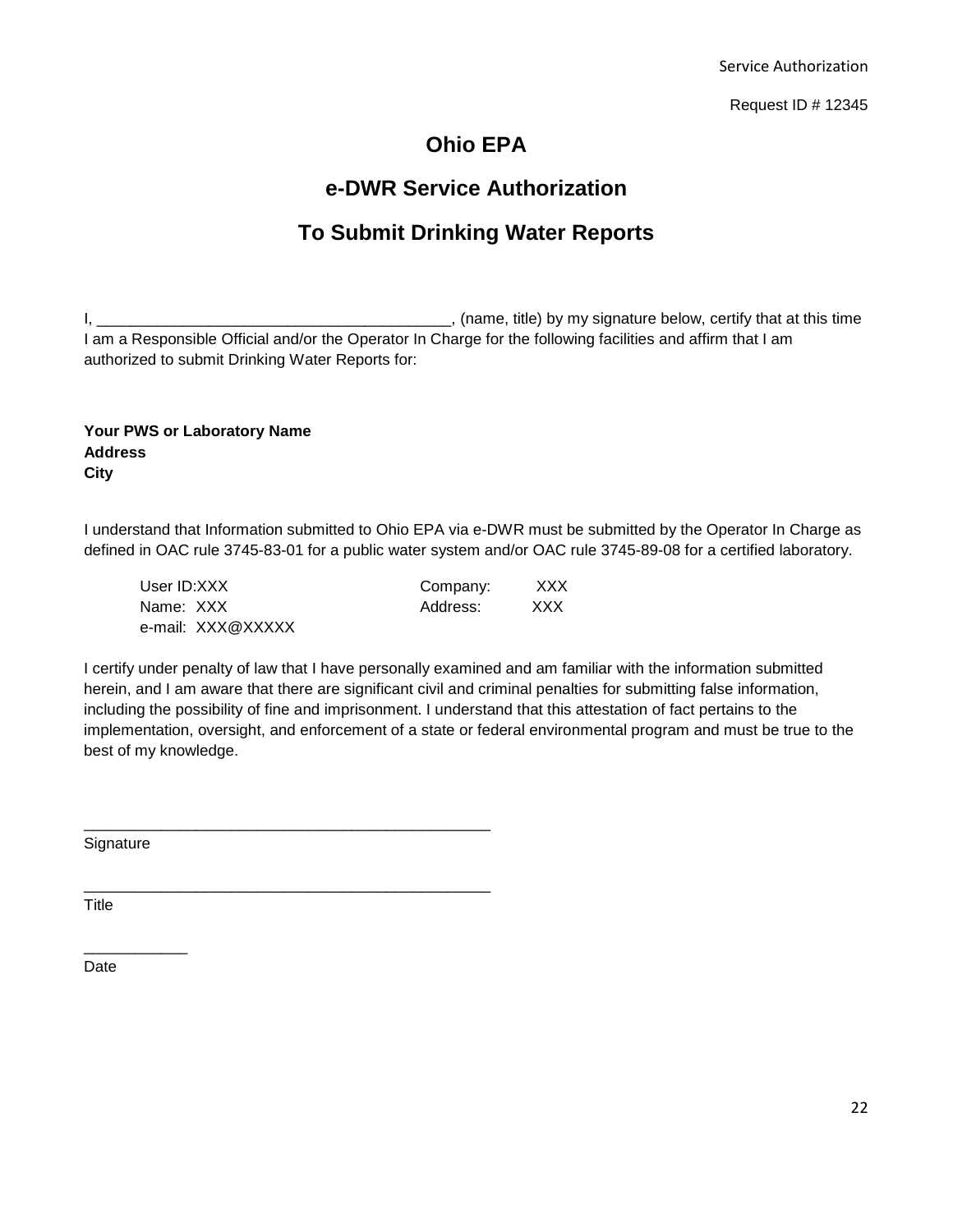Service Authorization

Request ID # 12345

# Ohio EPA

## e-DWR Service Authorization

## To Submit Drinking Water Reports

I, _________________________________________, (name, title) by my signature below, certify that at this time I am a Responsible Official and/or the Operator In Charge for the following facilities and affirm that I am authorized to submit Drinking Water Reports for:

**Your PWS or Laboratory Name**
**Address**
**City**

I understand that Information submitted to Ohio EPA via e-DWR must be submitted by the Operator In Charge as defined in OAC rule 3745-83-01 for a public water system and/or OAC rule 3745-89-08 for a certified laboratory.

User ID:XXX
Name: XXX
e-mail: XXX@XXXXX

Company: XXX
Address: XXX

I certify under penalty of law that I have personally examined and am familiar with the information submitted herein, and I am aware that there are significant civil and criminal penalties for submitting false information, including the possibility of fine and imprisonment. I understand that this attestation of fact pertains to the implementation, oversight, and enforcement of a state or federal environmental program and must be true to the best of my knowledge.

_________________________________________________
Signature

_________________________________________________
Title

____________
Date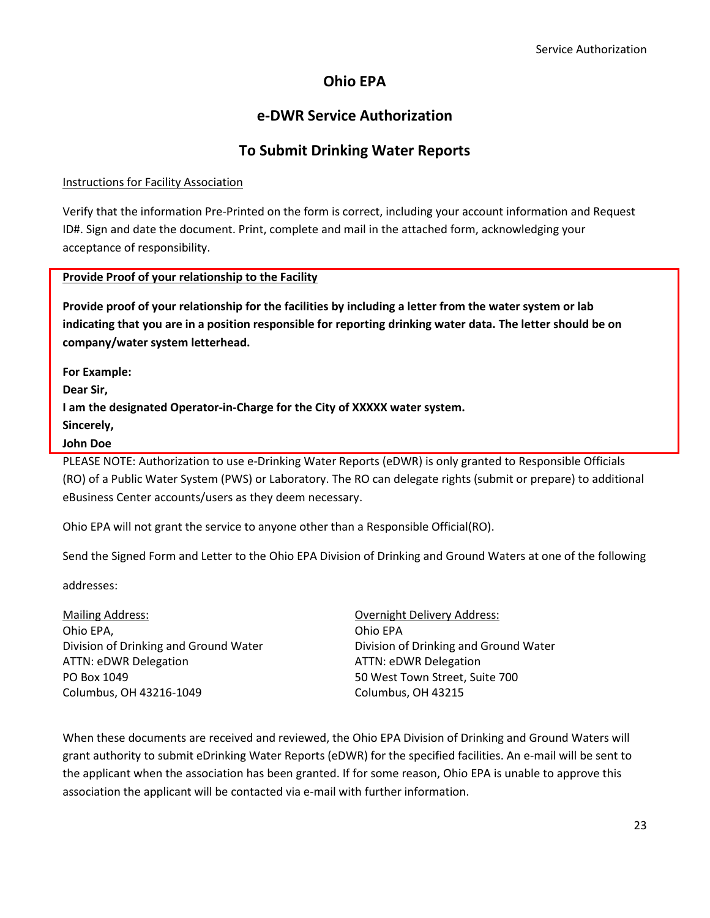# Ohio EPA

## e-DWR Service Authorization

## To Submit Drinking Water Reports

Instructions for Facility Association

Verify that the information Pre-Printed on the form is correct, including your account information and Request ID#. Sign and date the document. Print, complete and mail in the attached form, acknowledging your acceptance of responsibility.

**Provide Proof of your relationship to the Facility**

**Provide proof of your relationship for the facilities by including a letter from the water system or lab indicating that you are in a position responsible for reporting drinking water data. The letter should be on company/water system letterhead.**

**For Example:**
**Dear Sir,**
**I am the designated Operator-in-Charge for the City of XXXXX water system.**
**Sincerely,**
**John Doe**

PLEASE NOTE: Authorization to use e-Drinking Water Reports (eDWR) is only granted to Responsible Officials (RO) of a Public Water System (PWS) or Laboratory. The RO can delegate rights (submit or prepare) to additional eBusiness Center accounts/users as they deem necessary.

Ohio EPA will not grant the service to anyone other than a Responsible Official(RO).

Send the Signed Form and Letter to the Ohio EPA Division of Drinking and Ground Waters at one of the following addresses:

Mailing Address:
Ohio EPA,
Division of Drinking and Ground Water
ATTN: eDWR Delegation
PO Box 1049
Columbus, OH 43216-1049

Overnight Delivery Address:
Ohio EPA
Division of Drinking and Ground Water
ATTN: eDWR Delegation
50 West Town Street, Suite 700
Columbus, OH 43215

When these documents are received and reviewed, the Ohio EPA Division of Drinking and Ground Waters will grant authority to submit eDrinking Water Reports (eDWR) for the specified facilities. An e-mail will be sent to the applicant when the association has been granted. If for some reason, Ohio EPA is unable to approve this association the applicant will be contacted via e-mail with further information.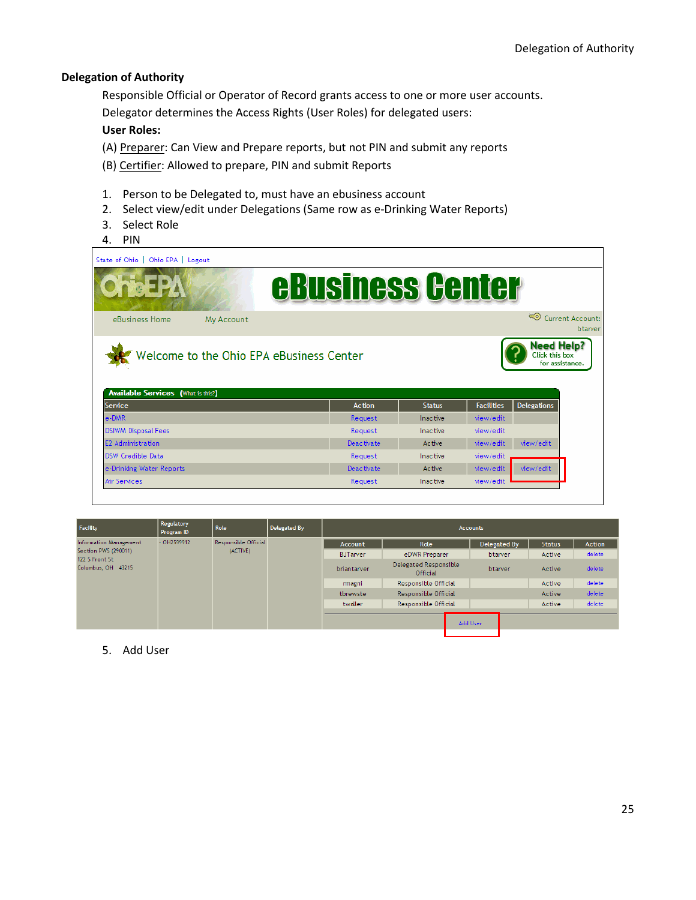## Delegation of Authority

Responsible Official or Operator of Record grants access to one or more user accounts.

Delegator determines the Access Rights (User Roles) for delegated users:

**User Roles:**

(A) Preparer: Can View and Prepare reports, but not PIN and submit any reports

(B) Certifier: Allowed to prepare, PIN and submit Reports

1. Person to be Delegated to, must have an ebusiness account
2. Select view/edit under Delegations (Same row as e-Drinking Water Reports)
3. Select Role
4. PIN

State of Ohio | Ohio EPA | Logout

eBusiness Center

eBusiness Home    My Account    Current Account: btarver

Welcome to the Ohio EPA eBusiness Center

Need Help? Click this box for assistance.

**Available Services** (What is this?)

| Service | Action | Status | Facilities | Delegations |
|---|---|---|---|---|
| e-DMR | Request | Inactive | view/edit | |
| DSIWM Disposal Fees | Request | Inactive | view/edit | |
| E2 Administration | Deactivate | Active | view/edit | view/edit |
| DSW Credible Data | Request | Inactive | view/edit | |
| e-Drinking Water Reports | Deactivate | Active | view/edit | view/edit |
| Air Services | Request | Inactive | view/edit | |

| Facility | Regulatory Program ID | Role | Delegated By | Account | Role | Delegated By | Status | Action |
|---|---|---|---|---|---|---|---|---|
| Information Management Section PWS (290011) 122 S Front St Columbus, OH 43215 | - OH2599912 | Responsible Official (ACTIVE) | | BJTarver | eDWR Preparer | btarver | Active | delete |
| | | | | briantarver | Delegated Responsible Official | btarver | Active | delete |
| | | | | rmagni | Responsible Official | | Active | delete |
| | | | | tbrewste | Responsible Official | | Active | delete |
| | | | | twaller | Responsible Official | | Active | delete |
| | | | | | Add User | | | |

5. Add User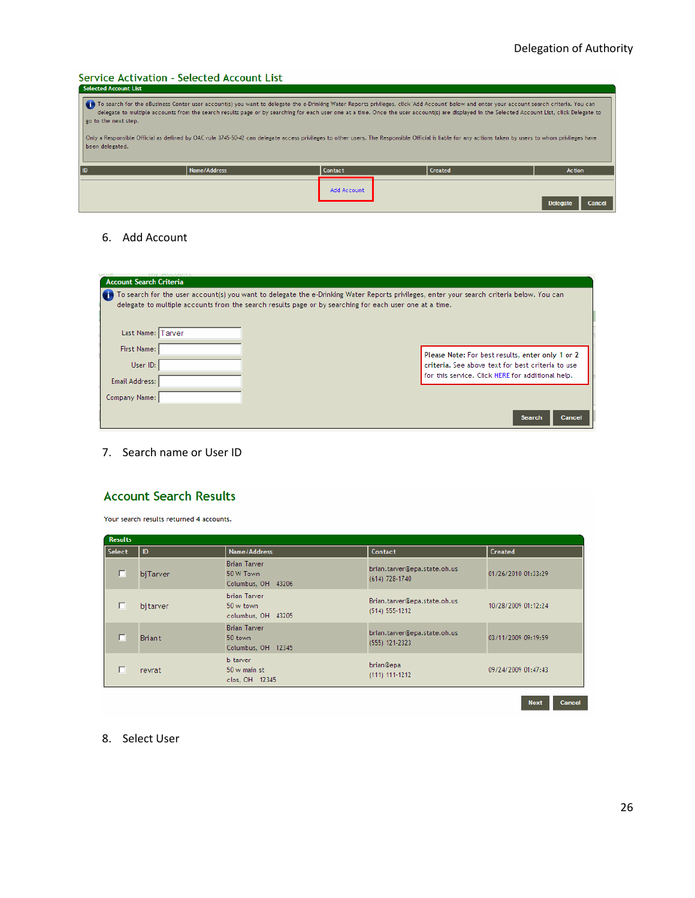## Service Activation - Selected Account List

**Selected Account List**

To search for the eBusiness Center user account(s) you want to delegate the e-Drinking Water Reports privileges, click 'Add Account' below and enter your account search criteria. You can delegate to multiple accounts from the search results page or by searching for each user one at a time. Once the user account(s) are displayed in the Selected Account List, click Delegate to go to the next step.

Only a Responsible Official as defined by OAC rule 3745-50-42 can delegate access privileges to other users. The Responsible Official is liable for any actions taken by users to whom privileges have been delegated.

| ID | Name/Address | Contact | Created | Action |
|---|---|---|---|---|

Add Account

Delegate | Cancel

6. Add Account

**Account Search Criteria**

To search for the user account(s) you want to delegate the e-Drinking Water Reports privileges, enter your search criteria below. You can delegate to multiple accounts from the search results page or by searching for each user one at a time.

Last Name: Tarver

First Name:

User ID:

Email Address:

Company Name:

Please Note: For best results, enter only 1 or 2 criteria. See above text for best criteria to use for this service. Click HERE for additional help.

Search | Cancel

7. Search name or User ID

## Account Search Results

Your search results returned 4 accounts.

**Results**

| Select | ID | Name/Address | Contact | Created |
|---|---|---|---|---|
| ☐ | bjTarver | Brian Tarver<br>50 W Town<br>Columbus, OH 43206 | brian.tarver@epa.state.oh.us<br>(614) 728-1740 | 01/26/2010 01:33:29 |
| ☐ | bjtarver | brian Tarver<br>50 w town<br>columbus, OH 43205 | Brian.tarver@epa.state.oh.us<br>(514) 555-1212 | 10/28/2009 01:12:24 |
| ☐ | Briant | Brian Tarver<br>50 town<br>Columbus, OH 12345 | brian.tarver@epa.state.oh.us<br>(555) 121-2323 | 03/11/2009 09:19:59 |
| ☐ | revrat | b tarver<br>50 w main st<br>clos, OH 12345 | brian@epa<br>(111) 111-1212 | 09/24/2009 01:47:43 |

Next | Cancel

8. Select User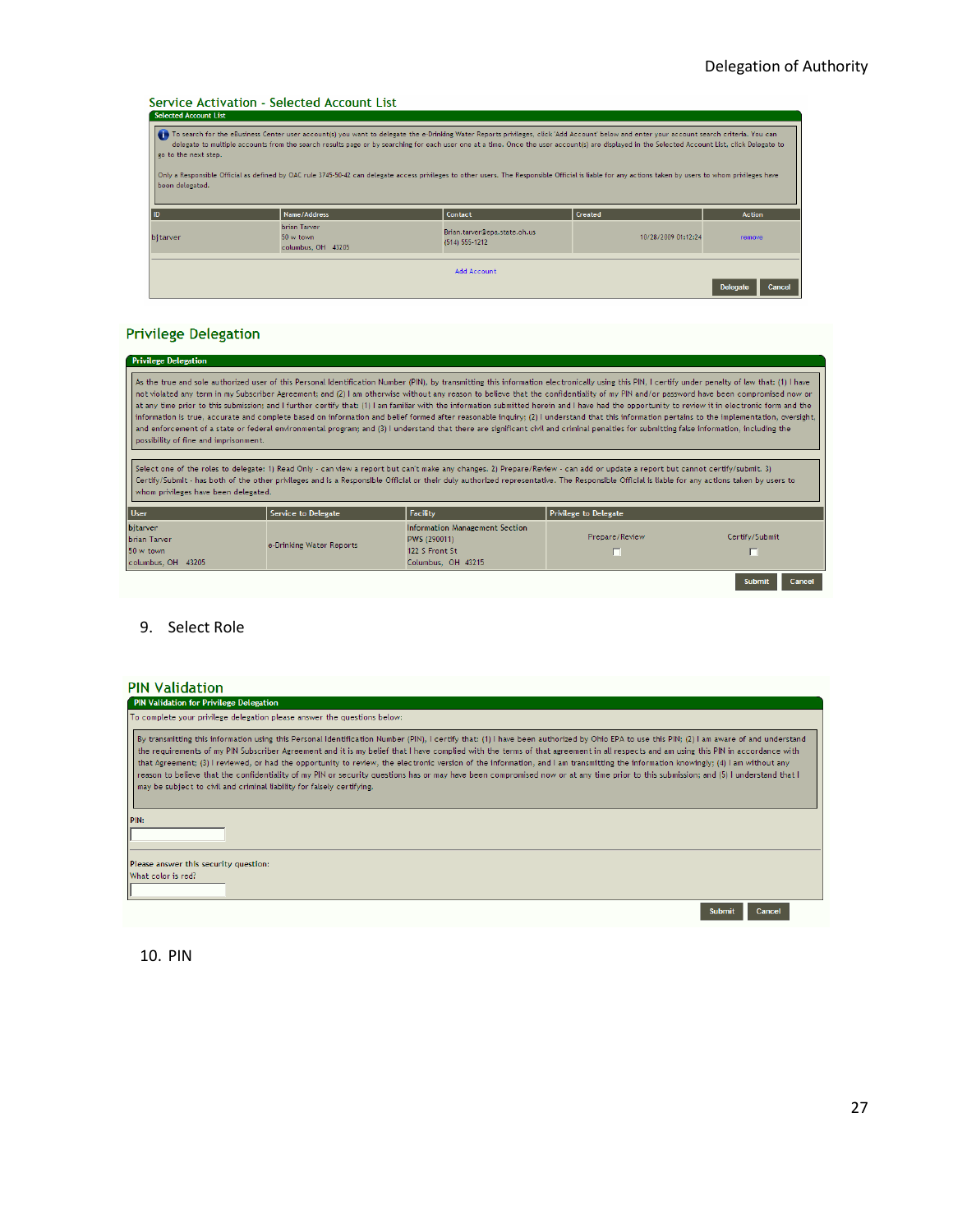## Service Activation - Selected Account List

**Selected Account List**

To search for the eBusiness Center user account(s) you want to delegate the e-Drinking Water Reports privileges, click 'Add Account' below and enter your account search criteria. You can delegate to multiple accounts from the search results page or by searching for each user one at a time. Once the user account(s) are displayed in the Selected Account List, click Delegate to go to the next step.

Only a Responsible Official as defined by OAC rule 3745-50-42 can delegate access privileges to other users. The Responsible Official is liable for any actions taken by users to whom privileges have been delegated.

| ID | Name/Address | Contact | Created | Action |
|---|---|---|---|---|
| bjtarver | brian Tarver<br>50 w town<br>columbus, OH 43205 | Brian.tarver@epa.state.oh.us<br>(614) 555-1212 | 10/28/2009 01:12:24 | remove |

Add Account

Delegate Cancel

## Privilege Delegation

**Privilege Delegation**

As the true and sole authorized user of this Personal Identification Number (PIN), by transmitting this information electronically using this PIN, I certify under penalty of law that: (1) I have not violated any term in my Subscriber Agreement; and (2) I am otherwise without any reason to believe that the confidentiality of my PIN and/or password have been compromised now or at any time prior to this submission; and I further certify that: (1) I am familiar with the information submitted herein and I have had the opportunity to review it in electronic form and the information is true, accurate and complete based on information and belief formed after reasonable inquiry; (2) I understand that this information pertains to the implementation, oversight, and enforcement of a state or federal environmental program; and (3) I understand that there are significant civil and criminal penalties for submitting false information, including the possibility of fine and imprisonment.

Select one of the roles to delegate: 1) Read Only - can view a report but can't make any changes. 2) Prepare/Review - can add or update a report but cannot certify/submit. 3) Certify/Submit - has both of the other privileges and is a Responsible Official or their duly authorized representative. The Responsible Official is liable for any actions taken by users to whom privileges have been delegated.

| User | Service to Delegate | Facility | Privilege to Delegate | |
|---|---|---|---|---|
| bjtarver<br>brian Tarver<br>50 w town<br>columbus, OH 43205 | e-Drinking Water Reports | Information Management Section<br>PWS (290011)<br>122 S Front St<br>Columbus, OH 43215 | Prepare/Review ☐ | Certify/Submit ☐ |

Submit Cancel

9. Select Role

## PIN Validation

**PIN Validation for Privilege Delegation**

To complete your privilege delegation please answer the questions below:

By transmitting this information using this Personal Identification Number (PIN), I certify that: (1) I have been authorized by Ohio EPA to use this PIN; (2) I am aware of and understand the requirements of my PIN Subscriber Agreement and it is my belief that I have complied with the terms of that agreement in all respects and am using this PIN in accordance with that Agreement; (3) I reviewed, or had the opportunity to review, the electronic version of the information, and I am transmitting the information knowingly; (4) I am without any reason to believe that the confidentiality of my PIN or security questions has or may have been compromised now or at any time prior to this submission; and (5) I understand that I may be subject to civil and criminal liability for falsely certifying.

PIN:

Please answer this security question:
What color is red?

Submit Cancel

10. PIN